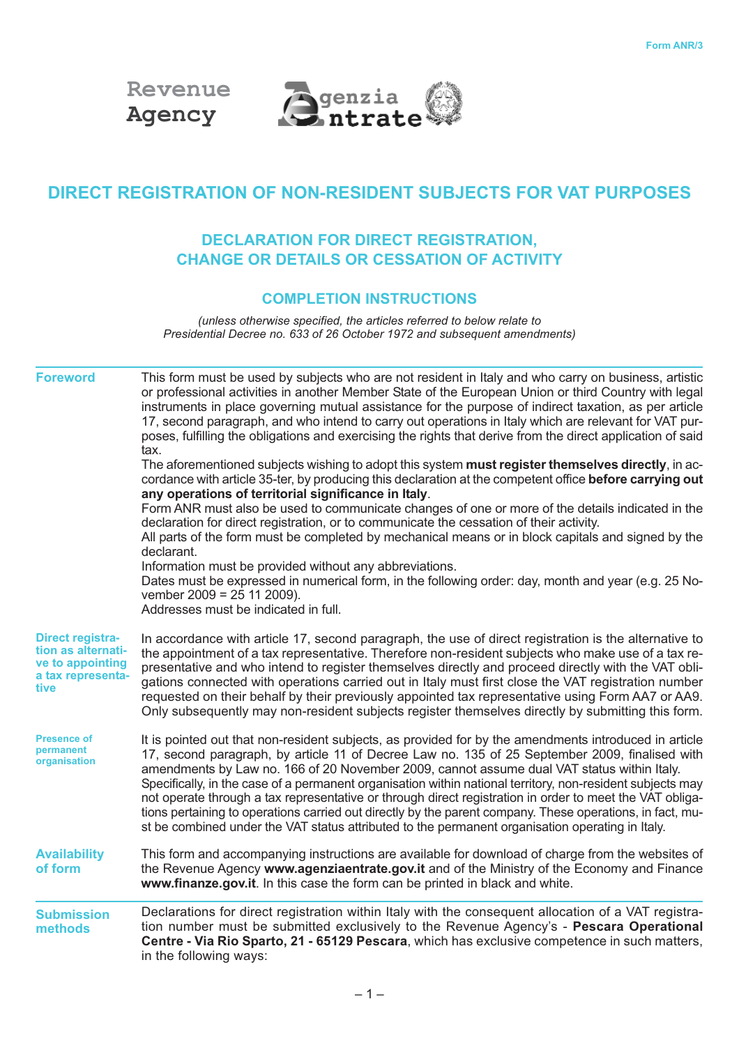Form ANR/3

Revenue Agency

Agenzia Entrate

# DIRECT REGISTRATION OF NON-RESIDENT SUBJECTS FOR VAT PURPOSES

## DECLARATION FOR DIRECT REGISTRATION, CHANGE OR DETAILS OR CESSATION OF ACTIVITY

## COMPLETION INSTRUCTIONS

*(unless otherwise specified, the articles referred to below relate to Presidential Decree no. 633 of 26 October 1972 and subsequent amendments)*

### Foreword

This form must be used by subjects who are not resident in Italy and who carry on business, artistic or professional activities in another Member State of the European Union or third Country with legal instruments in place governing mutual assistance for the purpose of indirect taxation, as per article 17, second paragraph, and who intend to carry out operations in Italy which are relevant for VAT purposes, fulfilling the obligations and exercising the rights that derive from the direct application of said tax.

The aforementioned subjects wishing to adopt this system **must register themselves directly**, in accordance with article 35-ter, by producing this declaration at the competent office **before carrying out any operations of territorial significance in Italy**.

Form ANR must also be used to communicate changes of one or more of the details indicated in the declaration for direct registration, or to communicate the cessation of their activity.

All parts of the form must be completed by mechanical means or in block capitals and signed by the declarant.

Information must be provided without any abbreviations.

Dates must be expressed in numerical form, in the following order: day, month and year (e.g. 25 November 2009 = 25 11 2009).

Addresses must be indicated in full.

### Direct registration as alternative to appointing a tax representative

In accordance with article 17, second paragraph, the use of direct registration is the alternative to the appointment of a tax representative. Therefore non-resident subjects who make use of a tax representative and who intend to register themselves directly and proceed directly with the VAT obligations connected with operations carried out in Italy must first close the VAT registration number requested on their behalf by their previously appointed tax representative using Form AA7 or AA9. Only subsequently may non-resident subjects register themselves directly by submitting this form.

### Presence of permanent organisation

It is pointed out that non-resident subjects, as provided for by the amendments introduced in article 17, second paragraph, by article 11 of Decree Law no. 135 of 25 September 2009, finalised with amendments by Law no. 166 of 20 November 2009, cannot assume dual VAT status within Italy. Specifically, in the case of a permanent organisation within national territory, non-resident subjects may not operate through a tax representative or through direct registration in order to meet the VAT obligations pertaining to operations carried out directly by the parent company. These operations, in fact, must be combined under the VAT status attributed to the permanent organisation operating in Italy.

### Availability of form

This form and accompanying instructions are available for download of charge from the websites of the Revenue Agency **www.agenziaentrate.gov.it** and of the Ministry of the Economy and Finance **www.finanze.gov.it**. In this case the form can be printed in black and white.

### Submission methods

Declarations for direct registration within Italy with the consequent allocation of a VAT registration number must be submitted exclusively to the Revenue Agency's - **Pescara Operational Centre - Via Rio Sparto, 21 - 65129 Pescara**, which has exclusive competence in such matters, in the following ways: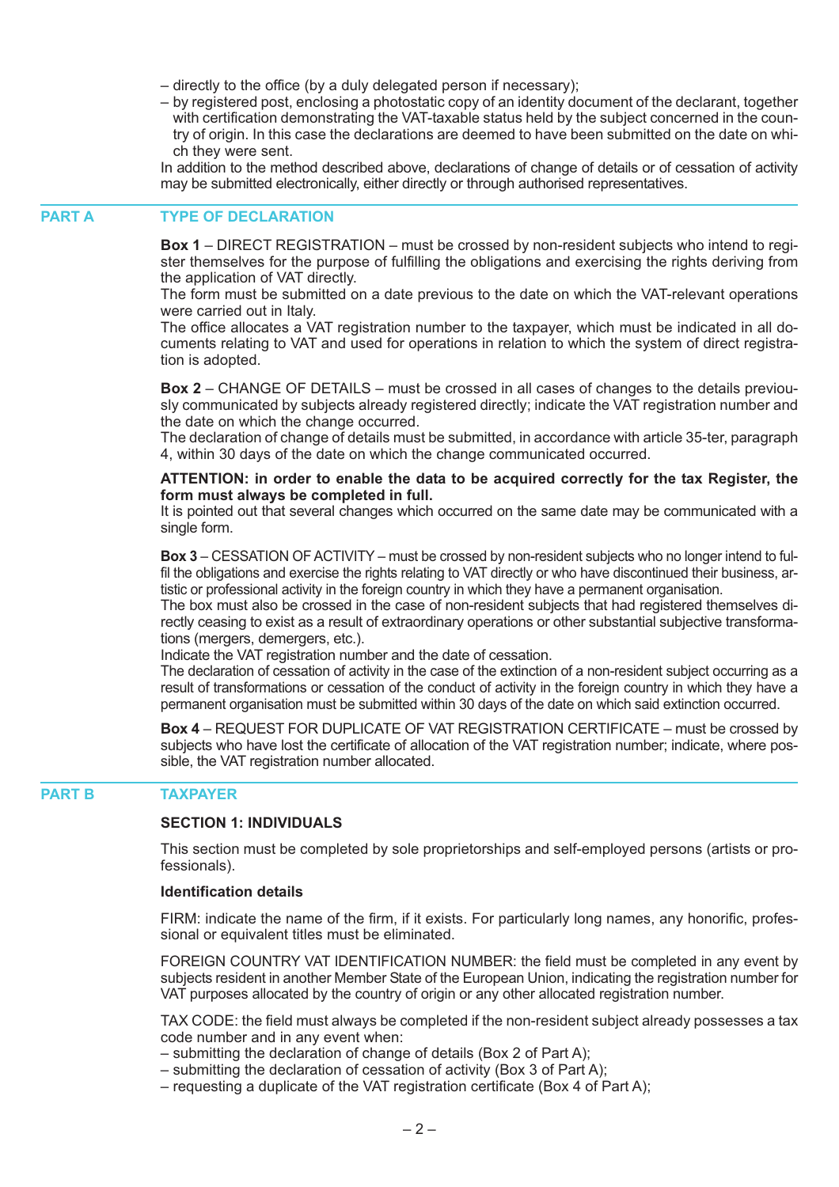– directly to the office (by a duly delegated person if necessary);
– by registered post, enclosing a photostatic copy of an identity document of the declarant, together with certification demonstrating the VAT-taxable status held by the subject concerned in the country of origin. In this case the declarations are deemed to have been submitted on the date on which they were sent.

In addition to the method described above, declarations of change of details or of cessation of activity may be submitted electronically, either directly or through authorised representatives.

## PART A TYPE OF DECLARATION

**Box 1** – DIRECT REGISTRATION – must be crossed by non-resident subjects who intend to register themselves for the purpose of fulfilling the obligations and exercising the rights deriving from the application of VAT directly.

The form must be submitted on a date previous to the date on which the VAT-relevant operations were carried out in Italy.

The office allocates a VAT registration number to the taxpayer, which must be indicated in all documents relating to VAT and used for operations in relation to which the system of direct registration is adopted.

**Box 2** – CHANGE OF DETAILS – must be crossed in all cases of changes to the details previously communicated by subjects already registered directly; indicate the VAT registration number and the date on which the change occurred.

The declaration of change of details must be submitted, in accordance with article 35-ter, paragraph 4, within 30 days of the date on which the change communicated occurred.

**ATTENTION: in order to enable the data to be acquired correctly for the tax Register, the form must always be completed in full.**

It is pointed out that several changes which occurred on the same date may be communicated with a single form.

**Box 3** – CESSATION OF ACTIVITY – must be crossed by non-resident subjects who no longer intend to fulfil the obligations and exercise the rights relating to VAT directly or who have discontinued their business, artistic or professional activity in the foreign country in which they have a permanent organisation.

The box must also be crossed in the case of non-resident subjects that had registered themselves directly ceasing to exist as a result of extraordinary operations or other substantial subjective transformations (mergers, demergers, etc.).

Indicate the VAT registration number and the date of cessation.

The declaration of cessation of activity in the case of the extinction of a non-resident subject occurring as a result of transformations or cessation of the conduct of activity in the foreign country in which they have a permanent organisation must be submitted within 30 days of the date on which said extinction occurred.

**Box 4** – REQUEST FOR DUPLICATE OF VAT REGISTRATION CERTIFICATE – must be crossed by subjects who have lost the certificate of allocation of the VAT registration number; indicate, where possible, the VAT registration number allocated.

## PART B TAXPAYER

### SECTION 1: INDIVIDUALS

This section must be completed by sole proprietorships and self-employed persons (artists or professionals).

**Identification details**

FIRM: indicate the name of the firm, if it exists. For particularly long names, any honorific, professional or equivalent titles must be eliminated.

FOREIGN COUNTRY VAT IDENTIFICATION NUMBER: the field must be completed in any event by subjects resident in another Member State of the European Union, indicating the registration number for VAT purposes allocated by the country of origin or any other allocated registration number.

TAX CODE: the field must always be completed if the non-resident subject already possesses a tax code number and in any event when:
– submitting the declaration of change of details (Box 2 of Part A);
– submitting the declaration of cessation of activity (Box 3 of Part A);
– requesting a duplicate of the VAT registration certificate (Box 4 of Part A);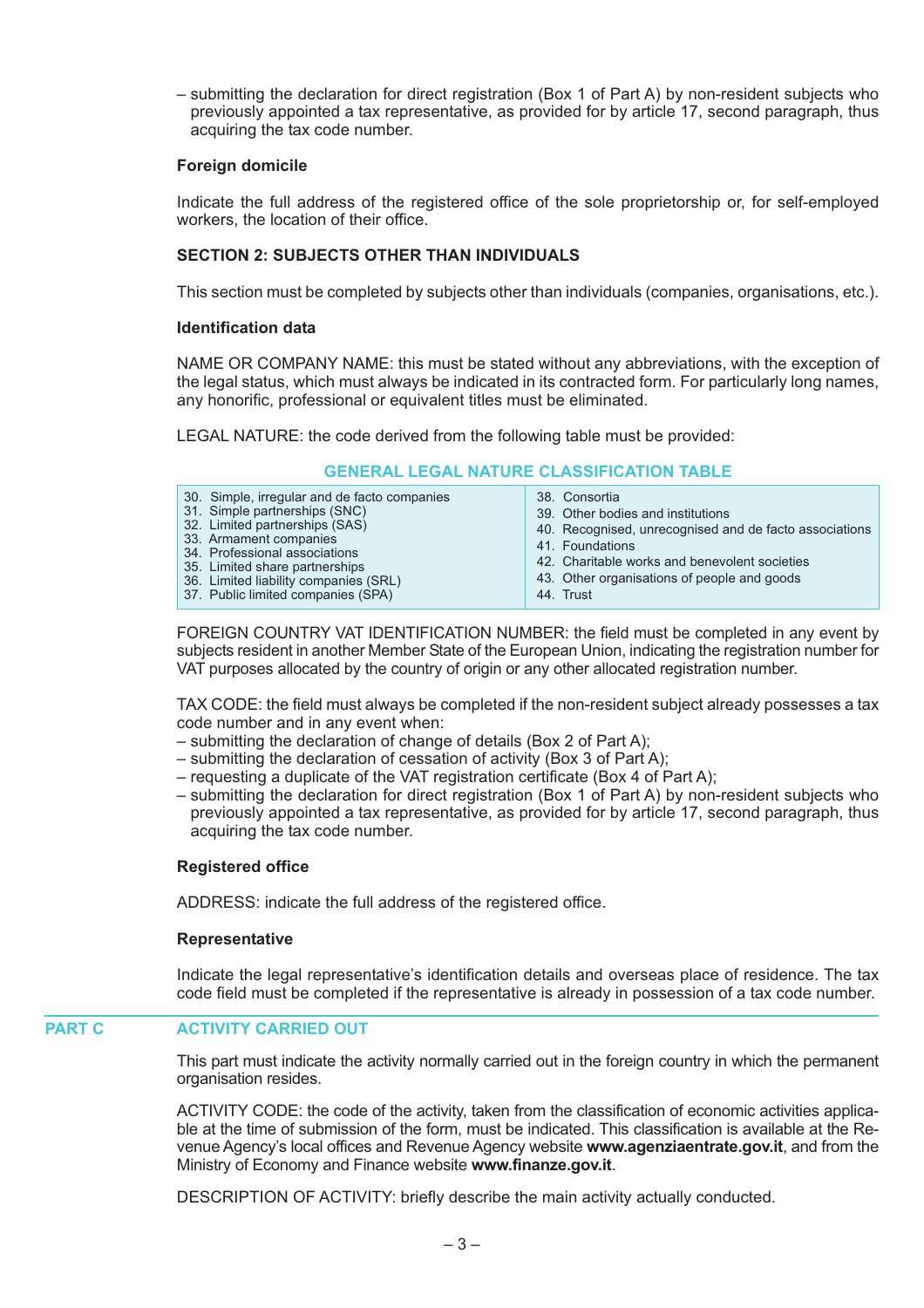– submitting the declaration for direct registration (Box 1 of Part A) by non-resident subjects who previously appointed a tax representative, as provided for by article 17, second paragraph, thus acquiring the tax code number.

**Foreign domicile**

Indicate the full address of the registered office of the sole proprietorship or, for self-employed workers, the location of their office.

**SECTION 2: SUBJECTS OTHER THAN INDIVIDUALS**

This section must be completed by subjects other than individuals (companies, organisations, etc.).

**Identification data**

NAME OR COMPANY NAME: this must be stated without any abbreviations, with the exception of the legal status, which must always be indicated in its contracted form. For particularly long names, any honorific, professional or equivalent titles must be eliminated.

LEGAL NATURE: the code derived from the following table must be provided:

**GENERAL LEGAL NATURE CLASSIFICATION TABLE**

| | |
|---|---|
| 30. Simple, irregular and de facto companies | 38. Consortia |
| 31. Simple partnerships (SNC) | 39. Other bodies and institutions |
| 32. Limited partnerships (SAS) | 40. Recognised, unrecognised and de facto associations |
| 33. Armament companies | 41. Foundations |
| 34. Professional associations | 42. Charitable works and benevolent societies |
| 35. Limited share partnerships | 43. Other organisations of people and goods |
| 36. Limited liability companies (SRL) | 44. Trust |
| 37. Public limited companies (SPA) | |

FOREIGN COUNTRY VAT IDENTIFICATION NUMBER: the field must be completed in any event by subjects resident in another Member State of the European Union, indicating the registration number for VAT purposes allocated by the country of origin or any other allocated registration number.

TAX CODE: the field must always be completed if the non-resident subject already possesses a tax code number and in any event when:

– submitting the declaration of change of details (Box 2 of Part A);
– submitting the declaration of cessation of activity (Box 3 of Part A);
– requesting a duplicate of the VAT registration certificate (Box 4 of Part A);
– submitting the declaration for direct registration (Box 1 of Part A) by non-resident subjects who previously appointed a tax representative, as provided for by article 17, second paragraph, thus acquiring the tax code number.

**Registered office**

ADDRESS: indicate the full address of the registered office.

**Representative**

Indicate the legal representative's identification details and overseas place of residence. The tax code field must be completed if the representative is already in possession of a tax code number.

## PART C ACTIVITY CARRIED OUT

This part must indicate the activity normally carried out in the foreign country in which the permanent organisation resides.

ACTIVITY CODE: the code of the activity, taken from the classification of economic activities applicable at the time of submission of the form, must be indicated. This classification is available at the Revenue Agency's local offices and Revenue Agency website **www.agenziaentrate.gov.it**, and from the Ministry of Economy and Finance website **www.finanze.gov.it**.

DESCRIPTION OF ACTIVITY: briefly describe the main activity actually conducted.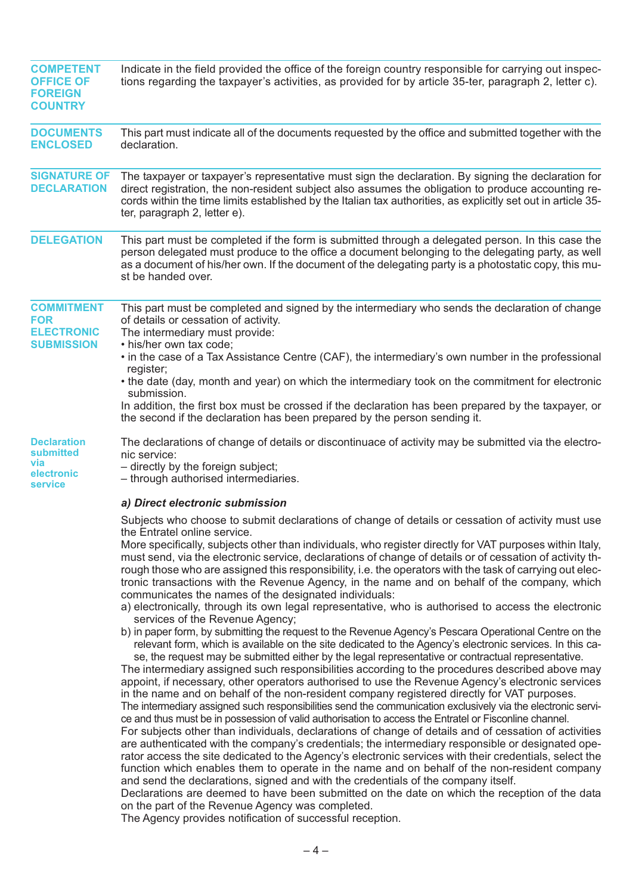**COMPETENT OFFICE OF FOREIGN COUNTRY**

Indicate in the field provided the office of the foreign country responsible for carrying out inspections regarding the taxpayer's activities, as provided for by article 35-ter, paragraph 2, letter c).

**DOCUMENTS ENCLOSED**

This part must indicate all of the documents requested by the office and submitted together with the declaration.

**SIGNATURE OF DECLARATION**

The taxpayer or taxpayer's representative must sign the declaration. By signing the declaration for direct registration, the non-resident subject also assumes the obligation to produce accounting records within the time limits established by the Italian tax authorities, as explicitly set out in article 35-ter, paragraph 2, letter e).

**DELEGATION**

This part must be completed if the form is submitted through a delegated person. In this case the person delegated must produce to the office a document belonging to the delegating party, as well as a document of his/her own. If the document of the delegating party is a photostatic copy, this must be handed over.

**COMMITMENT FOR ELECTRONIC SUBMISSION**

This part must be completed and signed by the intermediary who sends the declaration of change of details or cessation of activity.
The intermediary must provide:
- his/her own tax code;
- in the case of a Tax Assistance Centre (CAF), the intermediary's own number in the professional register;
- the date (day, month and year) on which the intermediary took on the commitment for electronic submission.

In addition, the first box must be crossed if the declaration has been prepared by the taxpayer, or the second if the declaration has been prepared by the person sending it.

**Declaration submitted via electronic service**

The declarations of change of details or discontinuace of activity may be submitted via the electronic service:
– directly by the foreign subject;
– through authorised intermediaries.

***a) Direct electronic submission***

Subjects who choose to submit declarations of change of details or cessation of activity must use the Entratel online service.
More specifically, subjects other than individuals, who register directly for VAT purposes within Italy, must send, via the electronic service, declarations of change of details or of cessation of activity through those who are assigned this responsibility, i.e. the operators with the task of carrying out electronic transactions with the Revenue Agency, in the name and on behalf of the company, which communicates the names of the designated individuals:
a) electronically, through its own legal representative, who is authorised to access the electronic services of the Revenue Agency;
b) in paper form, by submitting the request to the Revenue Agency's Pescara Operational Centre on the relevant form, which is available on the site dedicated to the Agency's electronic services. In this case, the request may be submitted either by the legal representative or contractual representative.

The intermediary assigned such responsibilities according to the procedures described above may appoint, if necessary, other operators authorised to use the Revenue Agency's electronic services in the name and on behalf of the non-resident company registered directly for VAT purposes.
The intermediary assigned such responsibilities send the communication exclusively via the electronic service and thus must be in possession of valid authorisation to access the Entratel or Fisconline channel.
For subjects other than individuals, declarations of change of details and of cessation of activities are authenticated with the company's credentials; the intermediary responsible or designated operator access the site dedicated to the Agency's electronic services with their credentials, select the function which enables them to operate in the name and on behalf of the non-resident company and send the declarations, signed and with the credentials of the company itself.
Declarations are deemed to have been submitted on the date on which the reception of the data on the part of the Revenue Agency was completed.
The Agency provides notification of successful reception.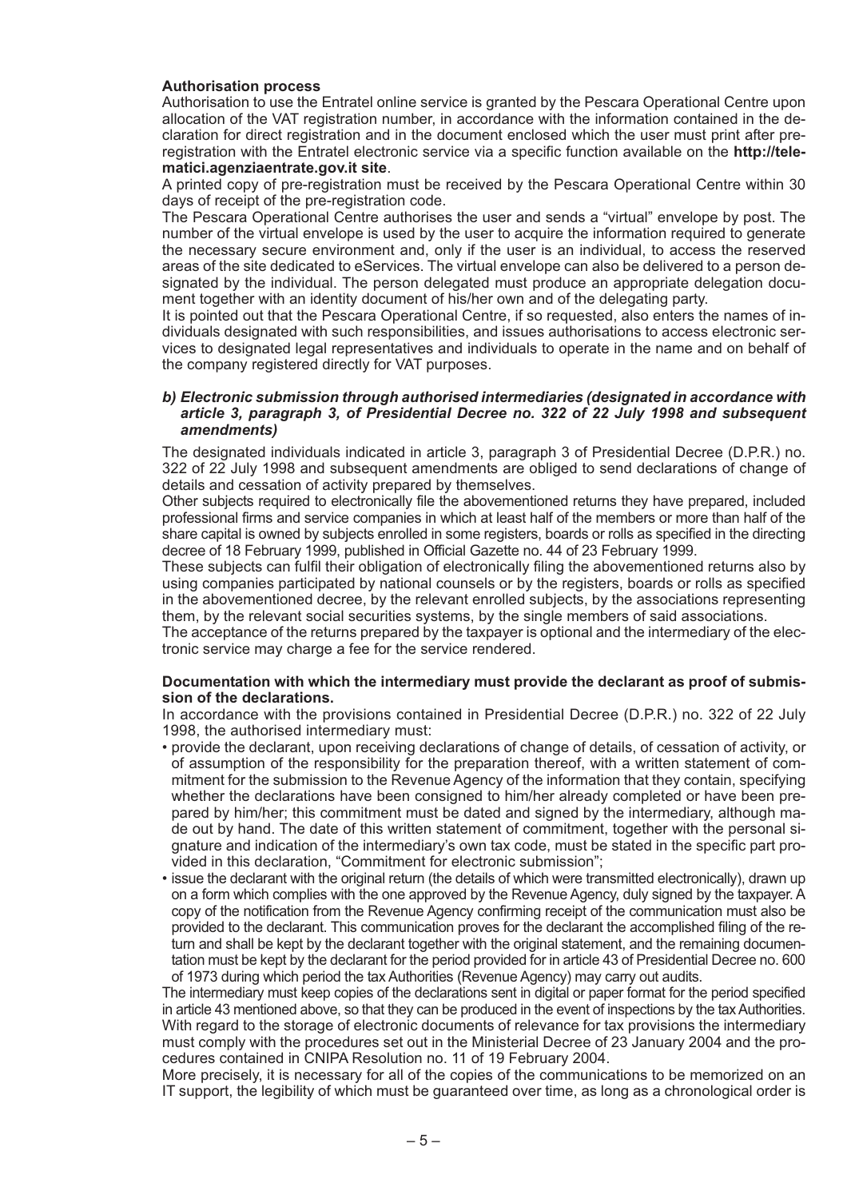**Authorisation process**

Authorisation to use the Entratel online service is granted by the Pescara Operational Centre upon allocation of the VAT registration number, in accordance with the information contained in the declaration for direct registration and in the document enclosed which the user must print after pre-registration with the Entratel electronic service via a specific function available on the **http://telematici.agenziaentrate.gov.it site**.

A printed copy of pre-registration must be received by the Pescara Operational Centre within 30 days of receipt of the pre-registration code.

The Pescara Operational Centre authorises the user and sends a "virtual" envelope by post. The number of the virtual envelope is used by the user to acquire the information required to generate the necessary secure environment and, only if the user is an individual, to access the reserved areas of the site dedicated to eServices. The virtual envelope can also be delivered to a person designated by the individual. The person delegated must produce an appropriate delegation document together with an identity document of his/her own and of the delegating party.

It is pointed out that the Pescara Operational Centre, if so requested, also enters the names of individuals designated with such responsibilities, and issues authorisations to access electronic services to designated legal representatives and individuals to operate in the name and on behalf of the company registered directly for VAT purposes.

***b) Electronic submission through authorised intermediaries (designated in accordance with article 3, paragraph 3, of Presidential Decree no. 322 of 22 July 1998 and subsequent amendments)***

The designated individuals indicated in article 3, paragraph 3 of Presidential Decree (D.P.R.) no. 322 of 22 July 1998 and subsequent amendments are obliged to send declarations of change of details and cessation of activity prepared by themselves.

Other subjects required to electronically file the abovementioned returns they have prepared, included professional firms and service companies in which at least half of the members or more than half of the share capital is owned by subjects enrolled in some registers, boards or rolls as specified in the directing decree of 18 February 1999, published in Official Gazette no. 44 of 23 February 1999.

These subjects can fulfil their obligation of electronically filing the abovementioned returns also by using companies participated by national counsels or by the registers, boards or rolls as specified in the abovementioned decree, by the relevant enrolled subjects, by the associations representing them, by the relevant social securities systems, by the single members of said associations.

The acceptance of the returns prepared by the taxpayer is optional and the intermediary of the electronic service may charge a fee for the service rendered.

**Documentation with which the intermediary must provide the declarant as proof of submission of the declarations.**

In accordance with the provisions contained in Presidential Decree (D.P.R.) no. 322 of 22 July 1998, the authorised intermediary must:

- provide the declarant, upon receiving declarations of change of details, of cessation of activity, or of assumption of the responsibility for the preparation thereof, with a written statement of commitment for the submission to the Revenue Agency of the information that they contain, specifying whether the declarations have been consigned to him/her already completed or have been prepared by him/her; this commitment must be dated and signed by the intermediary, although made out by hand. The date of this written statement of commitment, together with the personal signature and indication of the intermediary's own tax code, must be stated in the specific part provided in this declaration, "Commitment for electronic submission";
- issue the declarant with the original return (the details of which were transmitted electronically), drawn up on a form which complies with the one approved by the Revenue Agency, duly signed by the taxpayer. A copy of the notification from the Revenue Agency confirming receipt of the communication must also be provided to the declarant. This communication proves for the declarant the accomplished filing of the return and shall be kept by the declarant together with the original statement, and the remaining documentation must be kept by the declarant for the period provided for in article 43 of Presidential Decree no. 600 of 1973 during which period the tax Authorities (Revenue Agency) may carry out audits.

The intermediary must keep copies of the declarations sent in digital or paper format for the period specified in article 43 mentioned above, so that they can be produced in the event of inspections by the tax Authorities. With regard to the storage of electronic documents of relevance for tax provisions the intermediary must comply with the procedures set out in the Ministerial Decree of 23 January 2004 and the procedures contained in CNIPA Resolution no. 11 of 19 February 2004.

More precisely, it is necessary for all of the copies of the communications to be memorized on an IT support, the legibility of which must be guaranteed over time, as long as a chronological order is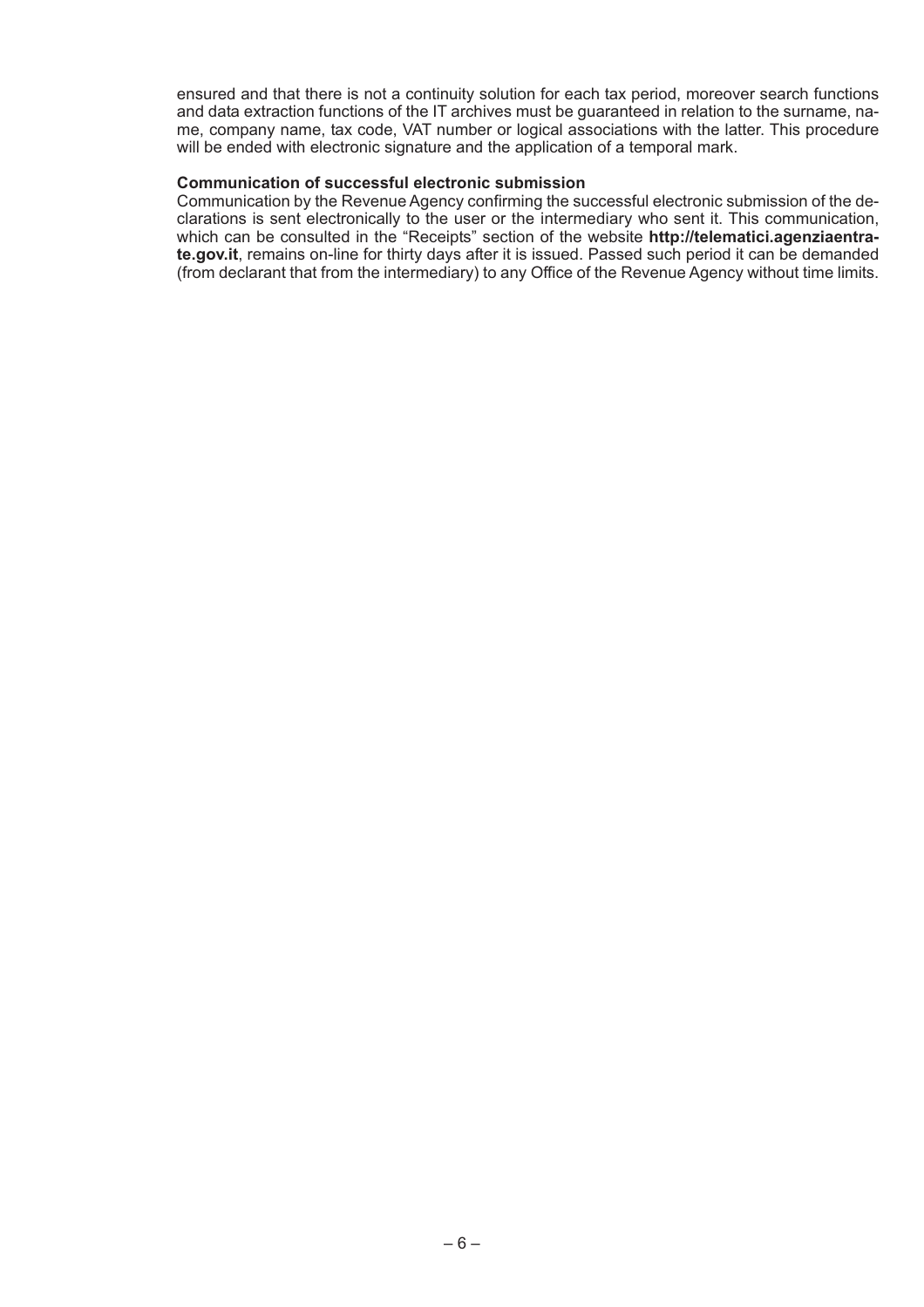ensured and that there is not a continuity solution for each tax period, moreover search functions and data extraction functions of the IT archives must be guaranteed in relation to the surname, name, company name, tax code, VAT number or logical associations with the latter. This procedure will be ended with electronic signature and the application of a temporal mark.

**Communication of successful electronic submission**

Communication by the Revenue Agency confirming the successful electronic submission of the declarations is sent electronically to the user or the intermediary who sent it. This communication, which can be consulted in the "Receipts" section of the website **http://telematici.agenziaentrate.gov.it**, remains on-line for thirty days after it is issued. Passed such period it can be demanded (from declarant that from the intermediary) to any Office of the Revenue Agency without time limits.